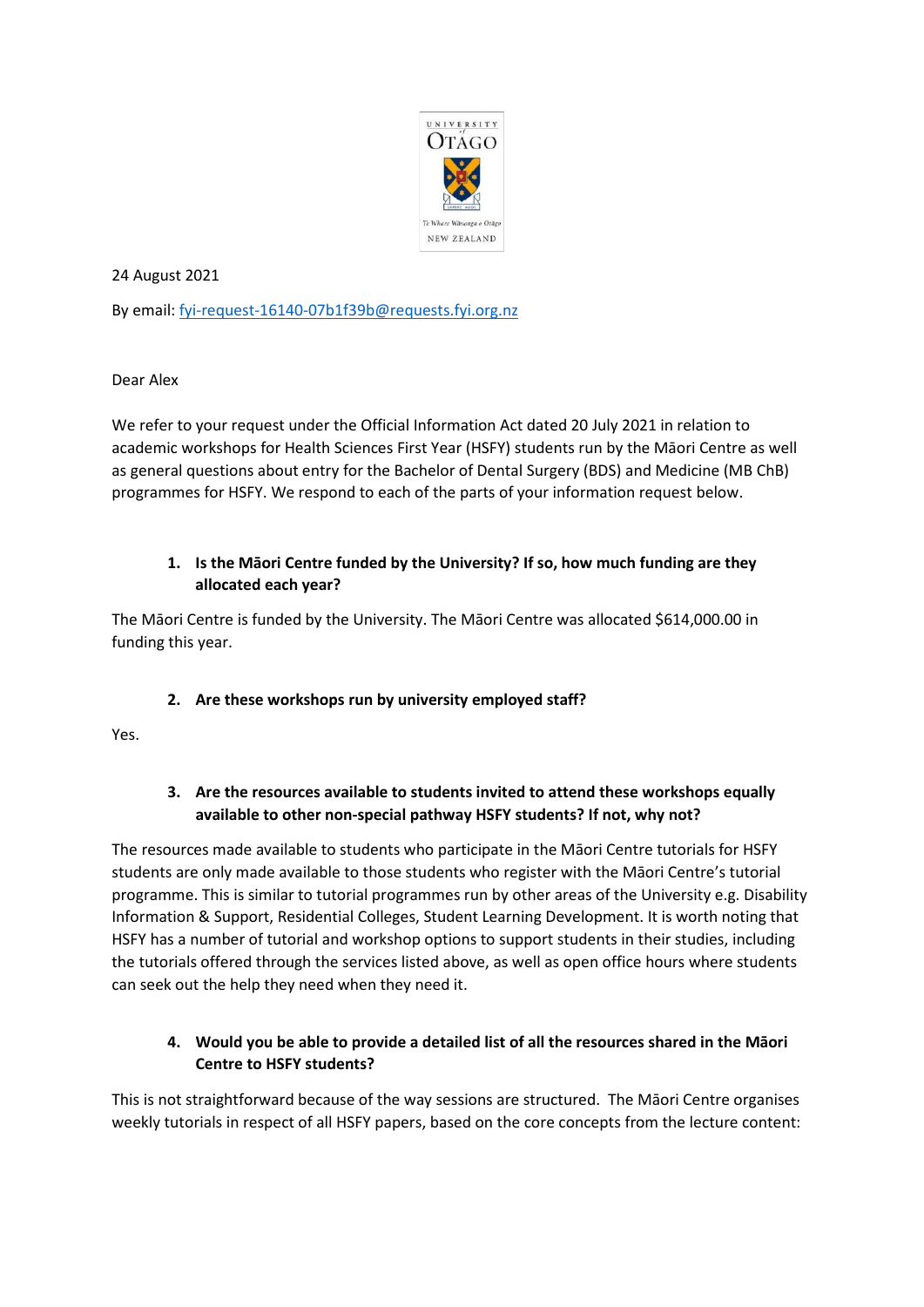24 August 2021

By email: [fyi-request-16140-07b1f39b@requests.fyi.org.nz](mailto:fyi-request-16140-07b1f39b@requests.fyi.org.nz)

Dear Alex

We refer to your request under the Official Information Act dated 20 July 2021 in relation to academic workshops for Health Sciences First Year (HSFY) students run by the Māori Centre as well as general questions about entry for the Bachelor of Dental Surgery (BDS) and Medicine (MB ChB) programmes for HSFY. We respond to each of the parts of your information request below.

1. **Is the Māori Centre funded by the University? If so, how much funding are they allocated each year?**

The Māori Centre is funded by the University. The Māori Centre was allocated $614,000.00 in funding this year.

2. **Are these workshops run by university employed staff?**

Yes.

3. **Are the resources available to students invited to attend these workshops equally available to other non-special pathway HSFY students? If not, why not?**

The resources made available to students who participate in the Māori Centre tutorials for HSFY students are only made available to those students who register with the Māori Centre's tutorial programme. This is similar to tutorial programmes run by other areas of the University e.g. Disability Information & Support, Residential Colleges, Student Learning Development. It is worth noting that HSFY has a number of tutorial and workshop options to support students in their studies, including the tutorials offered through the services listed above, as well as open office hours where students can seek out the help they need when they need it.

4. **Would you be able to provide a detailed list of all the resources shared in the Māori Centre to HSFY students?**

This is not straightforward because of the way sessions are structured. The Māori Centre organises weekly tutorials in respect of all HSFY papers, based on the core concepts from the lecture content: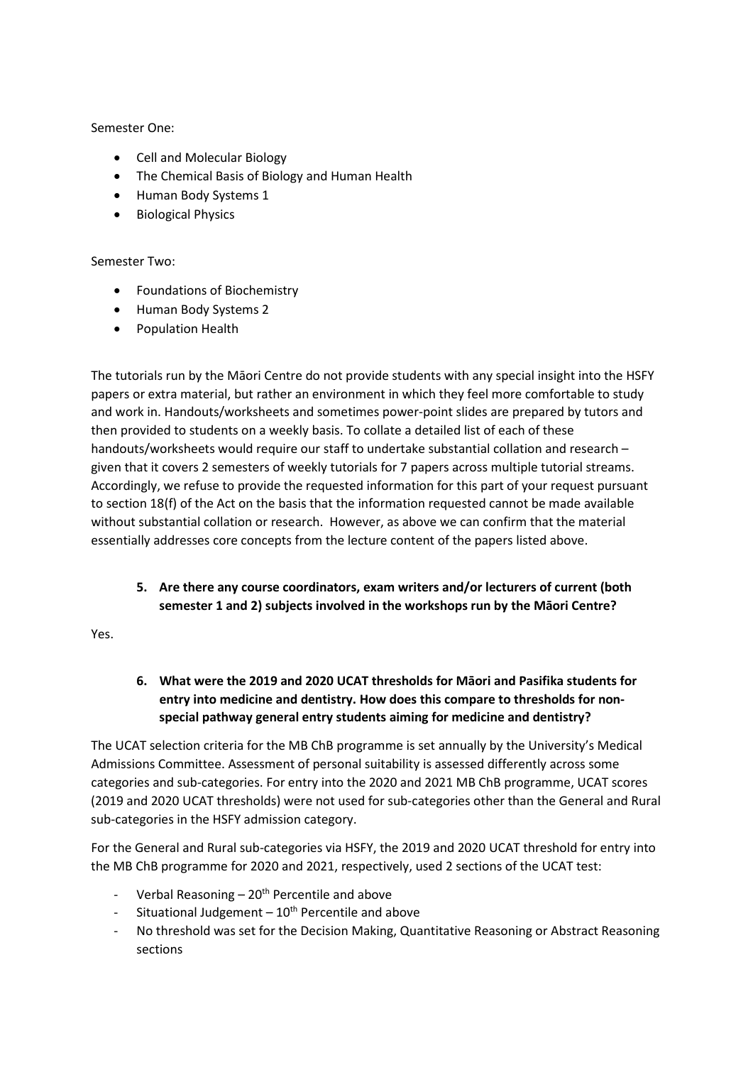Semester One:

- Cell and Molecular Biology
- The Chemical Basis of Biology and Human Health
- Human Body Systems 1
- Biological Physics

Semester Two:

- Foundations of Biochemistry
- Human Body Systems 2
- Population Health

The tutorials run by the Māori Centre do not provide students with any special insight into the HSFY papers or extra material, but rather an environment in which they feel more comfortable to study and work in. Handouts/worksheets and sometimes power-point slides are prepared by tutors and then provided to students on a weekly basis. To collate a detailed list of each of these handouts/worksheets would require our staff to undertake substantial collation and research – given that it covers 2 semesters of weekly tutorials for 7 papers across multiple tutorial streams. Accordingly, we refuse to provide the requested information for this part of your request pursuant to section 18(f) of the Act on the basis that the information requested cannot be made available without substantial collation or research. However, as above we can confirm that the material essentially addresses core concepts from the lecture content of the papers listed above.

**5. Are there any course coordinators, exam writers and/or lecturers of current (both semester 1 and 2) subjects involved in the workshops run by the Māori Centre?**

Yes.

**6. What were the 2019 and 2020 UCAT thresholds for Māori and Pasifika students for entry into medicine and dentistry. How does this compare to thresholds for non-special pathway general entry students aiming for medicine and dentistry?**

The UCAT selection criteria for the MB ChB programme is set annually by the University's Medical Admissions Committee. Assessment of personal suitability is assessed differently across some categories and sub-categories. For entry into the 2020 and 2021 MB ChB programme, UCAT scores (2019 and 2020 UCAT thresholds) were not used for sub-categories other than the General and Rural sub-categories in the HSFY admission category.

For the General and Rural sub-categories via HSFY, the 2019 and 2020 UCAT threshold for entry into the MB ChB programme for 2020 and 2021, respectively, used 2 sections of the UCAT test:

- Verbal Reasoning – 20th Percentile and above
- Situational Judgement – 10th Percentile and above
- No threshold was set for the Decision Making, Quantitative Reasoning or Abstract Reasoning sections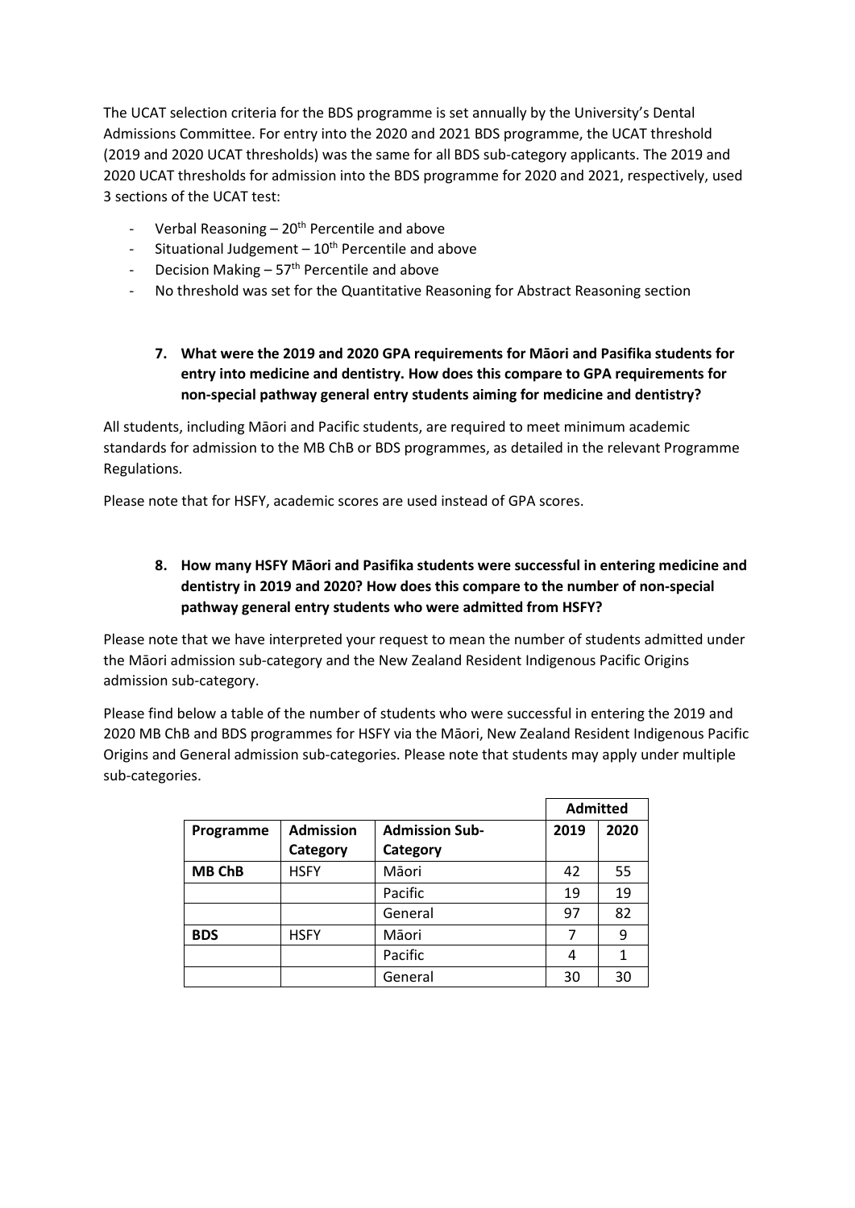The UCAT selection criteria for the BDS programme is set annually by the University's Dental Admissions Committee. For entry into the 2020 and 2021 BDS programme, the UCAT threshold (2019 and 2020 UCAT thresholds) was the same for all BDS sub-category applicants. The 2019 and 2020 UCAT thresholds for admission into the BDS programme for 2020 and 2021, respectively, used 3 sections of the UCAT test:

- Verbal Reasoning – 20th Percentile and above
- Situational Judgement – 10th Percentile and above
- Decision Making – 57th Percentile and above
- No threshold was set for the Quantitative Reasoning for Abstract Reasoning section

**7. What were the 2019 and 2020 GPA requirements for Māori and Pasifika students for entry into medicine and dentistry. How does this compare to GPA requirements for non-special pathway general entry students aiming for medicine and dentistry?**

All students, including Māori and Pacific students, are required to meet minimum academic standards for admission to the MB ChB or BDS programmes, as detailed in the relevant Programme Regulations.

Please note that for HSFY, academic scores are used instead of GPA scores.

**8. How many HSFY Māori and Pasifika students were successful in entering medicine and dentistry in 2019 and 2020? How does this compare to the number of non-special pathway general entry students who were admitted from HSFY?**

Please note that we have interpreted your request to mean the number of students admitted under the Māori admission sub-category and the New Zealand Resident Indigenous Pacific Origins admission sub-category.

Please find below a table of the number of students who were successful in entering the 2019 and 2020 MB ChB and BDS programmes for HSFY via the Māori, New Zealand Resident Indigenous Pacific Origins and General admission sub-categories. Please note that students may apply under multiple sub-categories.

| | | | Admitted | |
|---|---|---|---|---|
| **Programme** | **Admission Category** | **Admission Sub-Category** | **2019** | **2020** |
| **MB ChB** | HSFY | Māori | 42 | 55 |
| | | Pacific | 19 | 19 |
| | | General | 97 | 82 |
| **BDS** | HSFY | Māori | 7 | 9 |
| | | Pacific | 4 | 1 |
| | | General | 30 | 30 |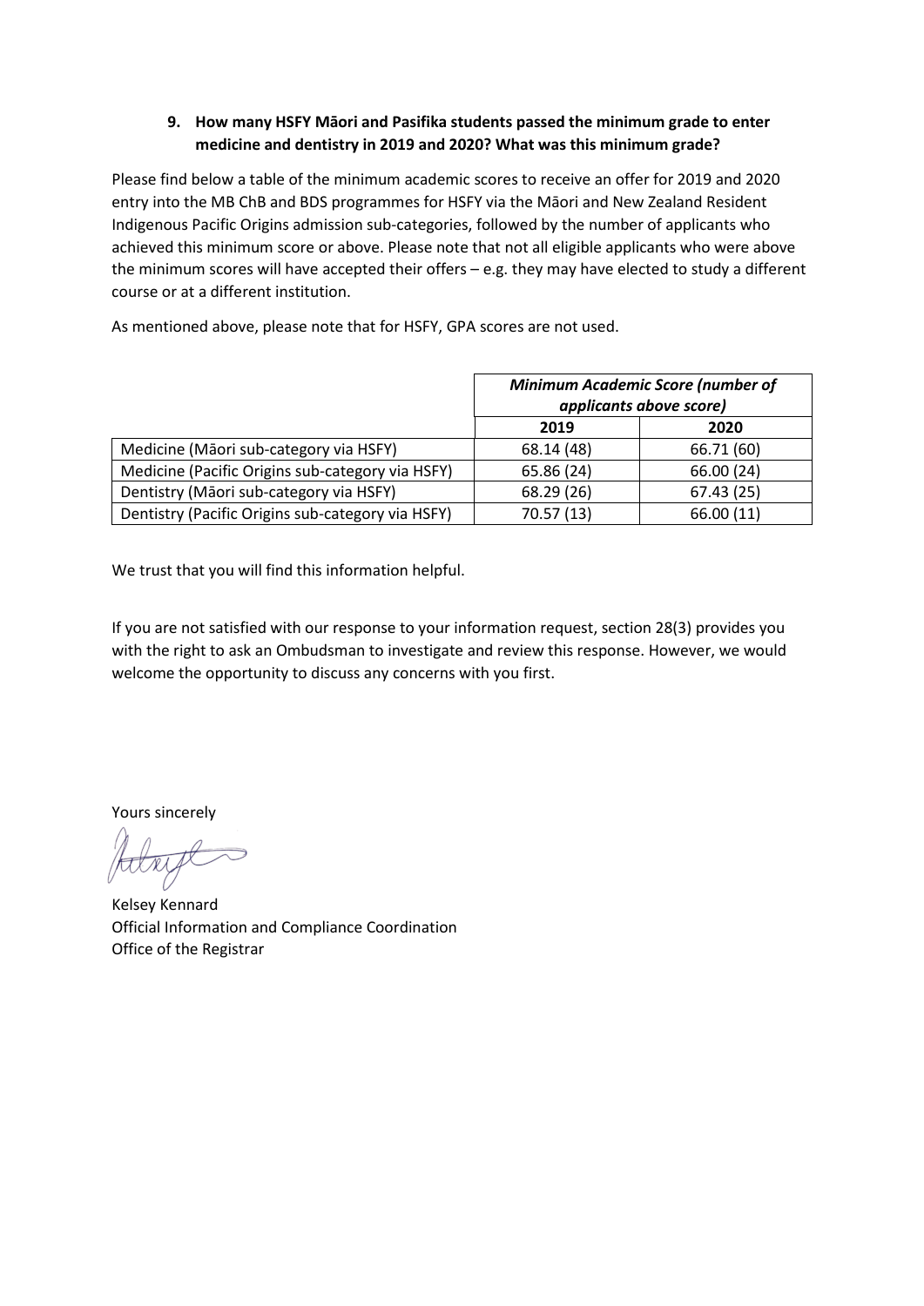**9. How many HSFY Māori and Pasifika students passed the minimum grade to enter medicine and dentistry in 2019 and 2020? What was this minimum grade?**

Please find below a table of the minimum academic scores to receive an offer for 2019 and 2020 entry into the MB ChB and BDS programmes for HSFY via the Māori and New Zealand Resident Indigenous Pacific Origins admission sub-categories, followed by the number of applicants who achieved this minimum score or above. Please note that not all eligible applicants who were above the minimum scores will have accepted their offers – e.g. they may have elected to study a different course or at a different institution.

As mentioned above, please note that for HSFY, GPA scores are not used.

| | ***Minimum Academic Score (number of applicants above score)*** | |
|---|---|---|
| | **2019** | **2020** |
| Medicine (Māori sub-category via HSFY) | 68.14 (48) | 66.71 (60) |
| Medicine (Pacific Origins sub-category via HSFY) | 65.86 (24) | 66.00 (24) |
| Dentistry (Māori sub-category via HSFY) | 68.29 (26) | 67.43 (25) |
| Dentistry (Pacific Origins sub-category via HSFY) | 70.57 (13) | 66.00 (11) |

We trust that you will find this information helpful.

If you are not satisfied with our response to your information request, section 28(3) provides you with the right to ask an Ombudsman to investigate and review this response. However, we would welcome the opportunity to discuss any concerns with you first.

Yours sincerely

Kelsey Kennard
Official Information and Compliance Coordination
Office of the Registrar